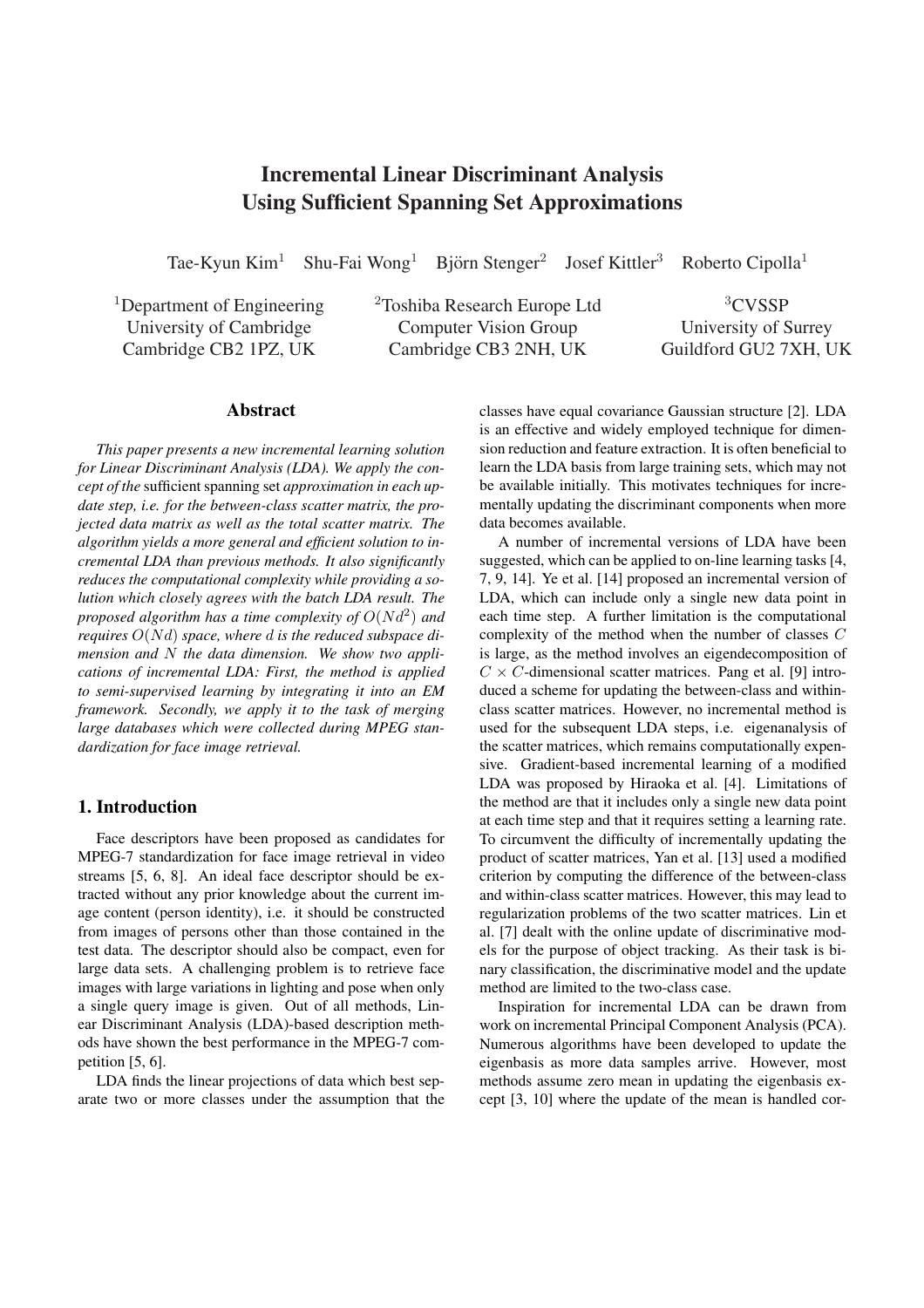# Incremental Linear Discriminant Analysis Using Sufficient Spanning Set Approximations

Tae-Kyun Kim[1] Shu-Fai Wong[1] Björn Stenger[2] Josef Kittler[3] Roberto Cipolla[1]

[1]Department of Engineering
University of Cambridge
Cambridge CB2 1PZ, UK

[2]Toshiba Research Europe Ltd
Computer Vision Group
Cambridge CB3 2NH, UK

[3]CVSSP
University of Surrey
Guildford GU2 7XH, UK

## Abstract

*This paper presents a new incremental learning solution for Linear Discriminant Analysis (LDA). We apply the concept of the* sufficient spanning set *approximation in each update step, i.e. for the between-class scatter matrix, the projected data matrix as well as the total scatter matrix. The algorithm yields a more general and efficient solution to incremental LDA than previous methods. It also significantly reduces the computational complexity while providing a solution which closely agrees with the batch LDA result. The proposed algorithm has a time complexity of $O(Nd^2)$ and requires $O(Nd)$ space, where $d$ is the reduced subspace dimension and $N$ the data dimension. We show two applications of incremental LDA: First, the method is applied to semi-supervised learning by integrating it into an EM framework. Secondly, we apply it to the task of merging large databases which were collected during MPEG standardization for face image retrieval.*

## 1. Introduction

Face descriptors have been proposed as candidates for MPEG-7 standardization for face image retrieval in video streams [5, 6, 8]. An ideal face descriptor should be extracted without any prior knowledge about the current image content (person identity), i.e. it should be constructed from images of persons other than those contained in the test data. The descriptor should also be compact, even for large data sets. A challenging problem is to retrieve face images with large variations in lighting and pose when only a single query image is given. Out of all methods, Linear Discriminant Analysis (LDA)-based description methods have shown the best performance in the MPEG-7 competition [5, 6].

LDA finds the linear projections of data which best separate two or more classes under the assumption that the classes have equal covariance Gaussian structure [2]. LDA is an effective and widely employed technique for dimension reduction and feature extraction. It is often beneficial to learn the LDA basis from large training sets, which may not be available initially. This motivates techniques for incrementally updating the discriminant components when more data becomes available.

A number of incremental versions of LDA have been suggested, which can be applied to on-line learning tasks [4, 7, 9, 14]. Ye et al. [14] proposed an incremental version of LDA, which can include only a single new data point in each time step. A further limitation is the computational complexity of the method when the number of classes $C$ is large, as the method involves an eigendecomposition of $C \times C$-dimensional scatter matrices. Pang et al. [9] introduced a scheme for updating the between-class and within-class scatter matrices. However, no incremental method is used for the subsequent LDA steps, i.e. eigenanalysis of the scatter matrices, which remains computationally expensive. Gradient-based incremental learning of a modified LDA was proposed by Hiraoka et al. [4]. Limitations of the method are that it includes only a single new data point at each time step and that it requires setting a learning rate. To circumvent the difficulty of incrementally updating the product of scatter matrices, Yan et al. [13] used a modified criterion by computing the difference of the between-class and within-class scatter matrices. However, this may lead to regularization problems of the two scatter matrices. Lin et al. [7] dealt with the online update of discriminative models for the purpose of object tracking. As their task is binary classification, the discriminative model and the update method are limited to the two-class case.

Inspiration for incremental LDA can be drawn from work on incremental Principal Component Analysis (PCA). Numerous algorithms have been developed to update the eigenbasis as more data samples arrive. However, most methods assume zero mean in updating the eigenbasis except [3, 10] where the update of the mean is handled cor-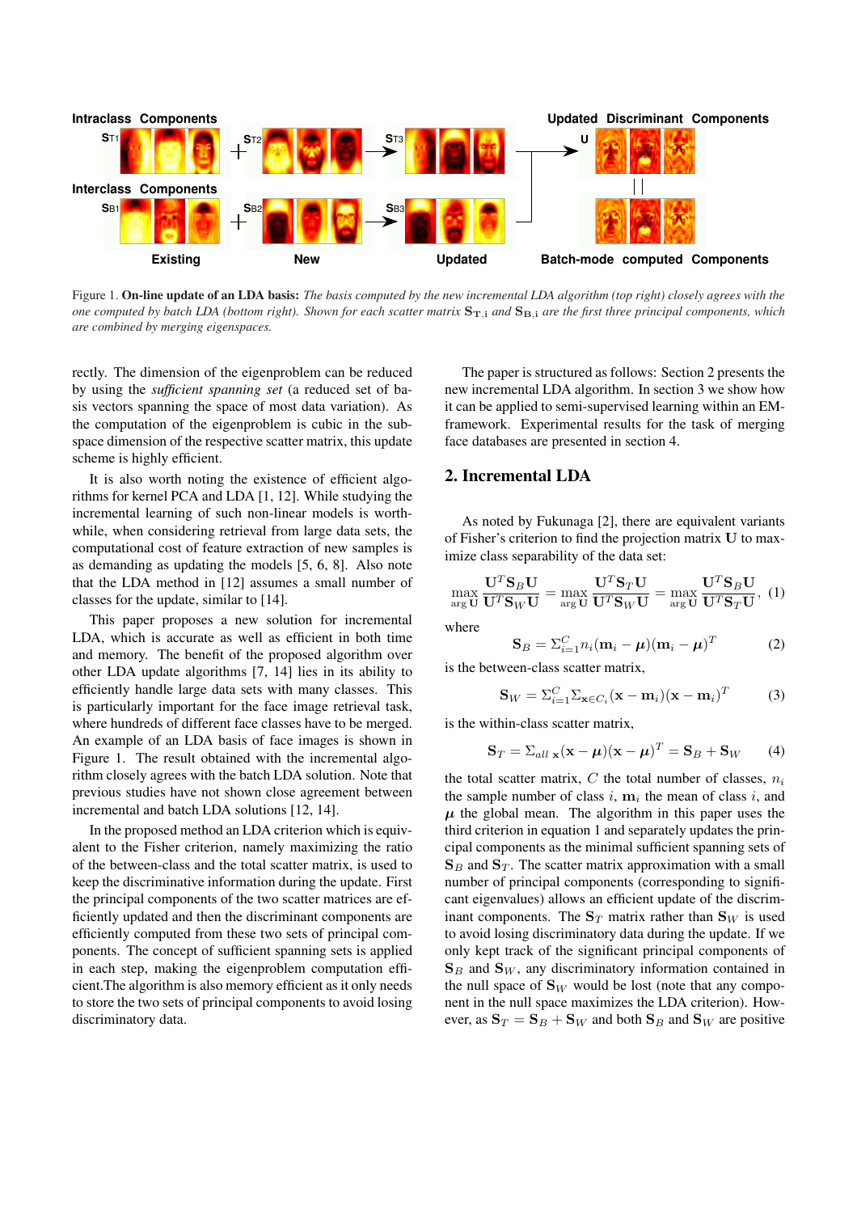Figure 1. **On-line update of an LDA basis:** *The basis computed by the new incremental LDA algorithm (top right) closely agrees with the one computed by batch LDA (bottom right). Shown for each scatter matrix $\mathbf{S}_{\mathbf{T},\mathbf{i}}$ and $\mathbf{S}_{\mathbf{B},\mathbf{i}}$ are the first three principal components, which are combined by merging eigenspaces.*

rectly. The dimension of the eigenproblem can be reduced by using the *sufficient spanning set* (a reduced set of basis vectors spanning the space of most data variation). As the computation of the eigenproblem is cubic in the subspace dimension of the respective scatter matrix, this update scheme is highly efficient.

It is also worth noting the existence of efficient algorithms for kernel PCA and LDA [1, 12]. While studying the incremental learning of such non-linear models is worthwhile, when considering retrieval from large data sets, the computational cost of feature extraction of new samples is as demanding as updating the models [5, 6, 8]. Also note that the LDA method in [12] assumes a small number of classes for the update, similar to [14].

This paper proposes a new solution for incremental LDA, which is accurate as well as efficient in both time and memory. The benefit of the proposed algorithm over other LDA update algorithms [7, 14] lies in its ability to efficiently handle large data sets with many classes. This is particularly important for the face image retrieval task, where hundreds of different face classes have to be merged. An example of an LDA basis of face images is shown in Figure 1. The result obtained with the incremental algorithm closely agrees with the batch LDA solution. Note that previous studies have not shown close agreement between incremental and batch LDA solutions [12, 14].

In the proposed method an LDA criterion which is equivalent to the Fisher criterion, namely maximizing the ratio of the between-class and the total scatter matrix, is used to keep the discriminative information during the update. First the principal components of the two scatter matrices are efficiently updated and then the discriminant components are efficiently computed from these two sets of principal components. The concept of sufficient spanning sets is applied in each step, making the eigenproblem computation efficient. The algorithm is also memory efficient as it only needs to store the two sets of principal components to avoid losing discriminatory data.

The paper is structured as follows: Section 2 presents the new incremental LDA algorithm. In section 3 we show how it can be applied to semi-supervised learning within an EM-framework. Experimental results for the task of merging face databases are presented in section 4.

## 2. Incremental LDA

As noted by Fukunaga [2], there are equivalent variants of Fisher's criterion to find the projection matrix $\mathbf{U}$ to maximize class separability of the data set:

$$\max_{\arg \mathbf{U}} \frac{\mathbf{U}^T \mathbf{S}_B \mathbf{U}}{\mathbf{U}^T \mathbf{S}_W \mathbf{U}} = \max_{\arg \mathbf{U}} \frac{\mathbf{U}^T \mathbf{S}_T \mathbf{U}}{\mathbf{U}^T \mathbf{S}_W \mathbf{U}} = \max_{\arg \mathbf{U}} \frac{\mathbf{U}^T \mathbf{S}_B \mathbf{U}}{\mathbf{U}^T \mathbf{S}_T \mathbf{U}}, \quad (1)$$

where

$$\mathbf{S}_B = \Sigma_{i=1}^{C} n_i (\mathbf{m}_i - \boldsymbol{\mu})(\mathbf{m}_i - \boldsymbol{\mu})^T \quad (2)$$

is the between-class scatter matrix,

$$\mathbf{S}_W = \Sigma_{i=1}^{C} \Sigma_{\mathbf{x} \in C_i} (\mathbf{x} - \mathbf{m}_i)(\mathbf{x} - \mathbf{m}_i)^T \quad (3)$$

is the within-class scatter matrix,

$$\mathbf{S}_T = \Sigma_{all\ \mathbf{x}} (\mathbf{x} - \boldsymbol{\mu})(\mathbf{x} - \boldsymbol{\mu})^T = \mathbf{S}_B + \mathbf{S}_W \quad (4)$$

the total scatter matrix, $C$ the total number of classes, $n_i$ the sample number of class $i$, $\mathbf{m}_i$ the mean of class $i$, and $\boldsymbol{\mu}$ the global mean. The algorithm in this paper uses the third criterion in equation 1 and separately updates the principal components as the minimal sufficient spanning sets of $\mathbf{S}_B$ and $\mathbf{S}_T$. The scatter matrix approximation with a small number of principal components (corresponding to significant eigenvalues) allows an efficient update of the discriminant components. The $\mathbf{S}_T$ matrix rather than $\mathbf{S}_W$ is used to avoid losing discriminatory data during the update. If we only kept track of the significant principal components of $\mathbf{S}_B$ and $\mathbf{S}_W$, any discriminatory information contained in the null space of $\mathbf{S}_W$ would be lost (note that any component in the null space maximizes the LDA criterion). However, as $\mathbf{S}_T = \mathbf{S}_B + \mathbf{S}_W$ and both $\mathbf{S}_B$ and $\mathbf{S}_W$ are positive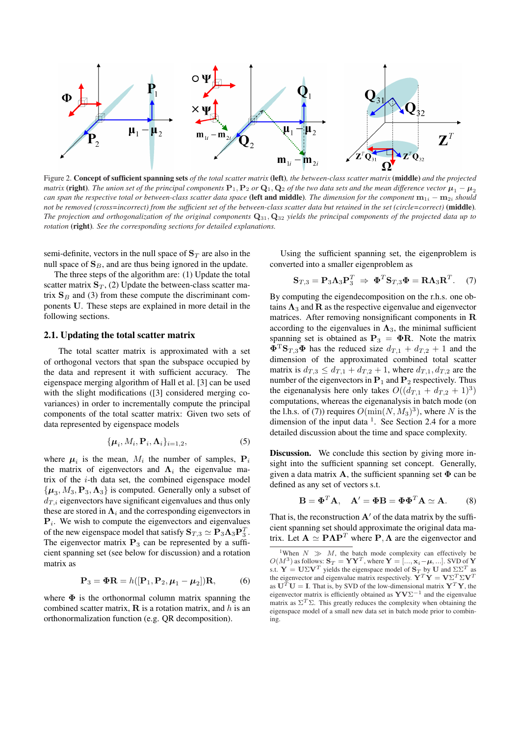Figure 2. **Concept of sufficient spanning sets** *of the total scatter matrix* **(left)***, the between-class scatter matrix* **(middle)** *and the projected matrix* **(right)***. The union set of the principal components* $\mathbf{P}_1, \mathbf{P}_2$ *or* $\mathbf{Q}_1, \mathbf{Q}_2$ *of the two data sets and the mean difference vector* $\boldsymbol{\mu}_1 - \boldsymbol{\mu}_2$ *can span the respective total or between-class scatter data space* **(left and middle)***. The dimension for the component* $\mathbf{m}_{1i} - \mathbf{m}_{2i}$ *should not be removed (cross=incorrect) from the sufficient set of the between-class scatter data but retained in the set (circle=correct)* **(middle)***. The projection and orthogonalization of the original components* $\mathbf{Q}_{31}, \mathbf{Q}_{32}$ *yields the principal components of the projected data up to rotation* **(right)***. See the corresponding sections for detailed explanations.*

semi-definite, vectors in the null space of $\mathbf{S}_T$ are also in the null space of $\mathbf{S}_B$, and are thus being ignored in the update.

The three steps of the algorithm are: (1) Update the total scatter matrix $\mathbf{S}_T$, (2) Update the between-class scatter matrix $\mathbf{S}_B$ and (3) from these compute the discriminant components $\mathbf{U}$. These steps are explained in more detail in the following sections.

## 2.1. Updating the total scatter matrix

The total scatter matrix is approximated with a set of orthogonal vectors that span the subspace occupied by the data and represent it with sufficient accuracy. The eigenspace merging algorithm of Hall et al. [3] can be used with the slight modifications ([3] considered merging covariances) in order to incrementally compute the principal components of the total scatter matrix: Given two sets of data represented by eigenspace models

$$\{\boldsymbol{\mu}_i, M_i, \mathbf{P}_i, \boldsymbol{\Lambda}_i\}_{i=1,2}, \tag{5}$$

where $\boldsymbol{\mu}_i$ is the mean, $M_i$ the number of samples, $\mathbf{P}_i$ the matrix of eigenvectors and $\boldsymbol{\Lambda}_i$ the eigenvalue matrix of the $i$-th data set, the combined eigenspace model $\{\boldsymbol{\mu}_3, M_3, \mathbf{P}_3, \boldsymbol{\Lambda}_3\}$ is computed. Generally only a subset of $d_{T,i}$ eigenvectors have significant eigenvalues and thus only these are stored in $\boldsymbol{\Lambda}_i$ and the corresponding eigenvectors in $\mathbf{P}_i$. We wish to compute the eigenvectors and eigenvalues of the new eigenspace model that satisfy $\mathbf{S}_{T,3} \simeq \mathbf{P}_3\boldsymbol{\Lambda}_3\mathbf{P}_3^T$. The eigenvector matrix $\mathbf{P}_3$ can be represented by a sufficient spanning set (see below for discussion) and a rotation matrix as

$$\mathbf{P}_3 = \boldsymbol{\Phi}\mathbf{R} = h([\mathbf{P}_1, \mathbf{P}_2, \boldsymbol{\mu}_1 - \boldsymbol{\mu}_2])\mathbf{R}, \tag{6}$$

where $\boldsymbol{\Phi}$ is the orthonormal column matrix spanning the combined scatter matrix, $\mathbf{R}$ is a rotation matrix, and $h$ is an orthonormalization function (e.g. QR decomposition).

Using the sufficient spanning set, the eigenproblem is converted into a smaller eigenproblem as

$$\mathbf{S}_{T,3} = \mathbf{P}_3\boldsymbol{\Lambda}_3\mathbf{P}_3^T \;\Rightarrow\; \boldsymbol{\Phi}^T\mathbf{S}_{T,3}\boldsymbol{\Phi} = \mathbf{R}\boldsymbol{\Lambda}_3\mathbf{R}^T. \tag{7}$$

By computing the eigendecomposition on the r.h.s. one obtains $\boldsymbol{\Lambda}_3$ and $\mathbf{R}$ as the respective eigenvalue and eigenvector matrices. After removing nonsignificant components in $\mathbf{R}$ according to the eigenvalues in $\boldsymbol{\Lambda}_3$, the minimal sufficient spanning set is obtained as $\mathbf{P}_3 = \boldsymbol{\Phi}\mathbf{R}$. Note the matrix $\boldsymbol{\Phi}^T\mathbf{S}_{T,3}\boldsymbol{\Phi}$ has the reduced size $d_{T,1} + d_{T,2} + 1$ and the dimension of the approximated combined total scatter matrix is $d_{T,3} \le d_{T,1} + d_{T,2} + 1$, where $d_{T,1}, d_{T,2}$ are the number of the eigenvectors in $\mathbf{P}_1$ and $\mathbf{P}_2$ respectively. Thus the eigenanalysis here only takes $O((d_{T,1} + d_{T,2} + 1)^3)$ computations, whereas the eigenanalysis in batch mode (on the l.h.s. of (7)) requires $O(\min(N, M_3)^3)$, where $N$ is the dimension of the input data [1]. See Section 2.4 for a more detailed discussion about the time and space complexity.

**Discussion.** We conclude this section by giving more insight into the sufficient spanning set concept. Generally, given a data matrix $\mathbf{A}$, the sufficient spanning set $\boldsymbol{\Phi}$ can be defined as any set of vectors s.t.

$$\mathbf{B} = \boldsymbol{\Phi}^T\mathbf{A}, \quad \mathbf{A}' = \boldsymbol{\Phi}\mathbf{B} = \boldsymbol{\Phi}\boldsymbol{\Phi}^T\mathbf{A} \simeq \mathbf{A}. \tag{8}$$

That is, the reconstruction $\mathbf{A}'$ of the data matrix by the sufficient spanning set should approximate the original data matrix. Let $\mathbf{A} \simeq \mathbf{P}\boldsymbol{\Lambda}\mathbf{P}^T$ where $\mathbf{P}, \boldsymbol{\Lambda}$ are the eigenvector and

[1] When $N \gg M$, the batch mode complexity can effectively be $O(M^3)$ as follows: $\mathbf{S}_T = \mathbf{Y}\mathbf{Y}^T$, where $\mathbf{Y} = [..., \mathbf{x}_i - \boldsymbol{\mu}, ...]$. SVD of $\mathbf{Y}$ s.t. $\mathbf{Y} = \mathbf{U}\Sigma\mathbf{V}^T$ yields the eigenspace model of $\mathbf{S}_T$ by $\mathbf{U}$ and $\Sigma\Sigma^T$ as the eigenvector and eigenvalue matrix respectively. $\mathbf{Y}^T\mathbf{Y} = \mathbf{V}\Sigma^T\Sigma\mathbf{V}^T$ as $\mathbf{U}^T\mathbf{U} = \mathbf{I}$. That is, by SVD of the low-dimensional matrix $\mathbf{Y}^T\mathbf{Y}$, the eigenvector matrix is efficiently obtained as $\mathbf{Y}\mathbf{V}\Sigma^{-1}$ and the eigenvalue matrix as $\Sigma^T\Sigma$. This greatly reduces the complexity when obtaining the eigenspace model of a small new data set in batch mode prior to combining.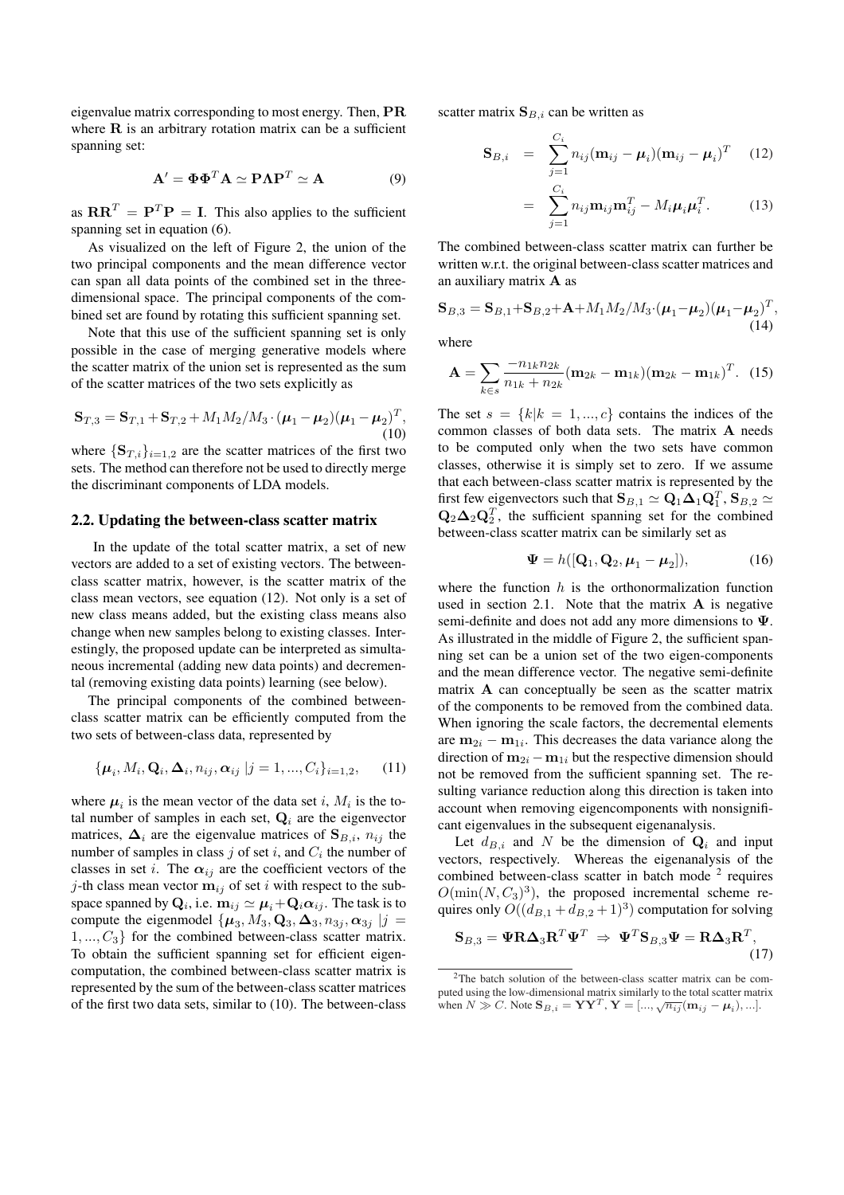eigenvalue matrix corresponding to most energy. Then, $\mathbf{PR}$ where $\mathbf{R}$ is an arbitrary rotation matrix can be a sufficient spanning set:

$$\mathbf{A}' = \mathbf{\Phi}\mathbf{\Phi}^T\mathbf{A} \simeq \mathbf{P}\mathbf{\Lambda}\mathbf{P}^T \simeq \mathbf{A} \tag{9}$$

as $\mathbf{R}\mathbf{R}^T = \mathbf{P}^T\mathbf{P} = \mathbf{I}$. This also applies to the sufficient spanning set in equation (6).

As visualized on the left of Figure 2, the union of the two principal components and the mean difference vector can span all data points of the combined set in the three-dimensional space. The principal components of the combined set are found by rotating this sufficient spanning set.

Note that this use of the sufficient spanning set is only possible in the case of merging generative models where the scatter matrix of the union set is represented as the sum of the scatter matrices of the two sets explicitly as

$$\mathbf{S}_{T,3} = \mathbf{S}_{T,1} + \mathbf{S}_{T,2} + M_1 M_2 / M_3 \cdot (\boldsymbol{\mu}_1 - \boldsymbol{\mu}_2)(\boldsymbol{\mu}_1 - \boldsymbol{\mu}_2)^T, \tag{10}$$

where $\{\mathbf{S}_{T,i}\}_{i=1,2}$ are the scatter matrices of the first two sets. The method can therefore not be used to directly merge the discriminant components of LDA models.

## 2.2. Updating the between-class scatter matrix

In the update of the total scatter matrix, a set of new vectors are added to a set of existing vectors. The between-class scatter matrix, however, is the scatter matrix of the class mean vectors, see equation (12). Not only is a set of new class means added, but the existing class means also change when new samples belong to existing classes. Interestingly, the proposed update can be interpreted as simultaneous incremental (adding new data points) and decremental (removing existing data points) learning (see below).

The principal components of the combined between-class scatter matrix can be efficiently computed from the two sets of between-class data, represented by

$$\{\boldsymbol{\mu}_i, M_i, \mathbf{Q}_i, \mathbf{\Delta}_i, n_{ij}, \boldsymbol{\alpha}_{ij} \,|j = 1, ..., C_i\}_{i=1,2}, \tag{11}$$

where $\boldsymbol{\mu}_i$ is the mean vector of the data set $i$, $M_i$ is the total number of samples in each set, $\mathbf{Q}_i$ are the eigenvector matrices, $\mathbf{\Delta}_i$ are the eigenvalue matrices of $\mathbf{S}_{B,i}$, $n_{ij}$ the number of samples in class $j$ of set $i$, and $C_i$ the number of classes in set $i$. The $\boldsymbol{\alpha}_{ij}$ are the coefficient vectors of the $j$-th class mean vector $\mathbf{m}_{ij}$ of set $i$ with respect to the subspace spanned by $\mathbf{Q}_i$, i.e. $\mathbf{m}_{ij} \simeq \boldsymbol{\mu}_i + \mathbf{Q}_i\boldsymbol{\alpha}_{ij}$. The task is to compute the eigenmodel $\{\boldsymbol{\mu}_3, M_3, \mathbf{Q}_3, \mathbf{\Delta}_3, n_{3j}, \boldsymbol{\alpha}_{3j} \,|j = 1, ..., C_3\}$ for the combined between-class scatter matrix. To obtain the sufficient spanning set for efficient eigen-computation, the combined between-class scatter matrix is represented by the sum of the between-class scatter matrices of the first two data sets, similar to (10). The between-class scatter matrix $\mathbf{S}_{B,i}$ can be written as

$$\mathbf{S}_{B,i} = \sum_{j=1}^{C_i} n_{ij}(\mathbf{m}_{ij} - \boldsymbol{\mu}_i)(\mathbf{m}_{ij} - \boldsymbol{\mu}_i)^T \tag{12}$$

$$= \sum_{j=1}^{C_i} n_{ij}\mathbf{m}_{ij}\mathbf{m}_{ij}^T - M_i\boldsymbol{\mu}_i\boldsymbol{\mu}_i^T. \tag{13}$$

The combined between-class scatter matrix can further be written w.r.t. the original between-class scatter matrices and an auxiliary matrix $\mathbf{A}$ as

$$\mathbf{S}_{B,3} = \mathbf{S}_{B,1} + \mathbf{S}_{B,2} + \mathbf{A} + M_1 M_2 / M_3 \cdot (\boldsymbol{\mu}_1 - \boldsymbol{\mu}_2)(\boldsymbol{\mu}_1 - \boldsymbol{\mu}_2)^T, \tag{14}$$

where

$$\mathbf{A} = \sum_{k \in s} \frac{-n_{1k} n_{2k}}{n_{1k} + n_{2k}} (\mathbf{m}_{2k} - \mathbf{m}_{1k})(\mathbf{m}_{2k} - \mathbf{m}_{1k})^T. \tag{15}$$

The set $s = \{k | k = 1, ..., c\}$ contains the indices of the common classes of both data sets. The matrix $\mathbf{A}$ needs to be computed only when the two sets have common classes, otherwise it is simply set to zero. If we assume that each between-class scatter matrix is represented by the first few eigenvectors such that $\mathbf{S}_{B,1} \simeq \mathbf{Q}_1\mathbf{\Delta}_1\mathbf{Q}_1^T$, $\mathbf{S}_{B,2} \simeq \mathbf{Q}_2\mathbf{\Delta}_2\mathbf{Q}_2^T$, the sufficient spanning set for the combined between-class scatter matrix can be similarly set as

$$\mathbf{\Psi} = h([\mathbf{Q}_1, \mathbf{Q}_2, \boldsymbol{\mu}_1 - \boldsymbol{\mu}_2]), \tag{16}$$

where the function $h$ is the orthonormalization function used in section 2.1. Note that the matrix $\mathbf{A}$ is negative semi-definite and does not add any more dimensions to $\mathbf{\Psi}$. As illustrated in the middle of Figure 2, the sufficient spanning set can be a union set of the two eigen-components and the mean difference vector. The negative semi-definite matrix $\mathbf{A}$ can conceptually be seen as the scatter matrix of the components to be removed from the combined data. When ignoring the scale factors, the decremental elements are $\mathbf{m}_{2i} - \mathbf{m}_{1i}$. This decreases the data variance along the direction of $\mathbf{m}_{2i} - \mathbf{m}_{1i}$ but the respective dimension should not be removed from the sufficient spanning set. The resulting variance reduction along this direction is taken into account when removing eigencomponents with nonsignificant eigenvalues in the subsequent eigenanalysis.

Let $d_{B,i}$ and $N$ be the dimension of $\mathbf{Q}_i$ and input vectors, respectively. Whereas the eigenanalysis of the combined between-class scatter in batch mode [2] requires $O(\min(N, C_3)^3)$, the proposed incremental scheme requires only $O((d_{B,1} + d_{B,2} + 1)^3)$ computation for solving

$$\mathbf{S}_{B,3} = \mathbf{\Psi}\mathbf{R}\mathbf{\Delta}_3\mathbf{R}^T\mathbf{\Psi}^T \;\Rightarrow\; \mathbf{\Psi}^T\mathbf{S}_{B,3}\mathbf{\Psi} = \mathbf{R}\mathbf{\Delta}_3\mathbf{R}^T, \tag{17}$$

[2] The batch solution of the between-class scatter matrix can be computed using the low-dimensional matrix similarly to the total scatter matrix when $N \gg C$. Note $\mathbf{S}_{B,i} = \mathbf{Y}\mathbf{Y}^T$, $\mathbf{Y} = [..., \sqrt{n_{ij}}(\mathbf{m}_{ij} - \boldsymbol{\mu}_i), ...]$.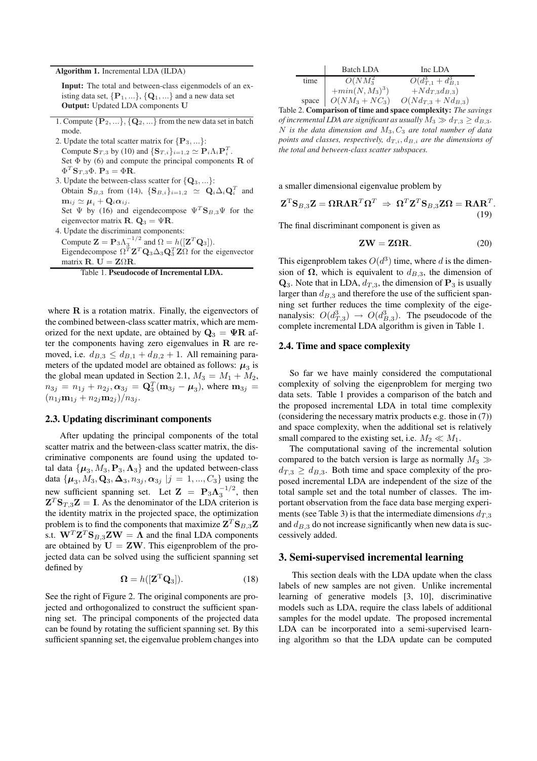**Algorithm 1.** Incremental LDA (ILDA)

**Input:** The total and between-class eigenmodels of an existing data set, $\{\mathbf{P}_1, ...\}$, $\{\mathbf{Q}_1, ...\}$ and a new data set
**Output:** Updated LDA components $\mathbf{U}$

1. Compute $\{\mathbf{P}_2, ...\}, \{\mathbf{Q}_2, ...\}$ from the new data set in batch mode.
2. Update the total scatter matrix for $\{\mathbf{P}_3, ...\}$:
   Compute $\mathbf{S}_{T,3}$ by (10) and $\{\mathbf{S}_{T,i}\}_{i=1,2} \simeq \mathbf{P}_i \Lambda_i \mathbf{P}_i^T$.
   Set $\Phi$ by (6) and compute the principal components $\mathbf{R}$ of $\Phi^T \mathbf{S}_{T,3} \Phi$. $\mathbf{P}_3 = \Phi \mathbf{R}$.
3. Update the between-class scatter for $\{\mathbf{Q}_3, ...\}$:
   Obtain $\mathbf{S}_{B,3}$ from (14), $\{\mathbf{S}_{B,i}\}_{i=1,2} \simeq \mathbf{Q}_i \Delta_i \mathbf{Q}_i^T$ and $\mathbf{m}_{ij} \simeq \boldsymbol{\mu}_i + \mathbf{Q}_i \boldsymbol{\alpha}_{ij}$.
   Set $\Psi$ by (16) and eigendecompose $\Psi^T \mathbf{S}_{B,3} \Psi$ for the eigenvector matrix $\mathbf{R}$. $\mathbf{Q}_3 = \Psi \mathbf{R}$.
4. Update the discriminant components:
   Compute $\mathbf{Z} = \mathbf{P}_3 \Lambda_3^{-1/2}$ and $\Omega = h([\mathbf{Z}^T \mathbf{Q}_3])$.
   Eigendecompose $\Omega^T \mathbf{Z}^T \mathbf{Q}_3 \Delta_3 \mathbf{Q}_3^T \mathbf{Z} \Omega$ for the eigenvector matrix $\mathbf{R}$. $\mathbf{U} = \mathbf{Z} \Omega \mathbf{R}$.

Table 1. **Pseudocode of Incremental LDA.**

where $\mathbf{R}$ is a rotation matrix. Finally, the eigenvectors of the combined between-class scatter matrix, which are memorized for the next update, are obtained by $\mathbf{Q}_3 = \boldsymbol{\Psi}\mathbf{R}$ after the components having zero eigenvalues in $\mathbf{R}$ are removed, i.e. $d_{B,3} \leq d_{B,1} + d_{B,2} + 1$. All remaining parameters of the updated model are obtained as follows: $\boldsymbol{\mu}_3$ is the global mean updated in Section 2.1, $M_3 = M_1 + M_2$, $n_{3j} = n_{1j} + n_{2j}, \boldsymbol{\alpha}_{3j} = \mathbf{Q}_3^T(\mathbf{m}_{3j} - \boldsymbol{\mu}_3)$, where $\mathbf{m}_{3j} = (n_{1j}\mathbf{m}_{1j} + n_{2j}\mathbf{m}_{2j})/n_{3j}$.

### 2.3. Updating discriminant components

After updating the principal components of the total scatter matrix and the between-class scatter matrix, the discriminative components are found using the updated total data $\{\boldsymbol{\mu}_3, M_3, \mathbf{P}_3, \boldsymbol{\Lambda}_3\}$ and the updated between-class data $\{\boldsymbol{\mu}_3, M_3, \mathbf{Q}_3, \boldsymbol{\Delta}_3, n_{3j}, \boldsymbol{\alpha}_{3j} \,|j = 1, ..., C_3\}$ using the new sufficient spanning set. Let $\mathbf{Z} = \mathbf{P}_3\boldsymbol{\Lambda}_3^{-1/2}$, then $\mathbf{Z}^T\mathbf{S}_{T,3}\mathbf{Z} = \mathbf{I}$. As the denominator of the LDA criterion is the identity matrix in the projected space, the optimization problem is to find the components that maximize $\mathbf{Z}^T\mathbf{S}_{B,3}\mathbf{Z}$ s.t. $\mathbf{W}^T\mathbf{Z}^T\mathbf{S}_{B,3}\mathbf{Z}\mathbf{W} = \boldsymbol{\Lambda}$ and the final LDA components are obtained by $\mathbf{U} = \mathbf{Z}\mathbf{W}$. This eigenproblem of the projected data can be solved using the sufficient spanning set defined by

$$\boldsymbol{\Omega} = h([\mathbf{Z}^T\mathbf{Q}_3]). \tag{18}$$

See the right of Figure 2. The original components are projected and orthogonalized to construct the sufficient spanning set. The principal components of the projected data can be found by rotating the sufficient spanning set. By this sufficient spanning set, the eigenvalue problem changes into a smaller dimensional eigenvalue problem by

$$\mathbf{Z}^T\mathbf{S}_{B,3}\mathbf{Z} = \boldsymbol{\Omega}\mathbf{R}\boldsymbol{\Lambda}\mathbf{R}^T\boldsymbol{\Omega}^T \;\Rightarrow\; \boldsymbol{\Omega}^T\mathbf{Z}^T\mathbf{S}_{B,3}\mathbf{Z}\boldsymbol{\Omega} = \mathbf{R}\boldsymbol{\Lambda}\mathbf{R}^T. \tag{19}$$

The final discriminant component is given as

$$\mathbf{Z}\mathbf{W} = \mathbf{Z}\boldsymbol{\Omega}\mathbf{R}. \tag{20}$$

This eigenproblem takes $O(d^3)$ time, where $d$ is the dimension of $\boldsymbol{\Omega}$, which is equivalent to $d_{B,3}$, the dimension of $\mathbf{Q}_3$. Note that in LDA, $d_{T,3}$, the dimension of $\mathbf{P}_3$ is usually larger than $d_{B,3}$ and therefore the use of the sufficient spanning set further reduces the time complexity of the eigenanalysis: $O(d_{T,3}^3) \rightarrow O(d_{B,3}^3)$. The pseudocode of the complete incremental LDA algorithm is given in Table 1.

| | Batch LDA | Inc LDA |
|---|---|---|
| time | $O(NM_3^2$ $+min(N, M_3)^3)$ | $O(d_{T,1}^3 + d_{B,1}^3$ $+Nd_{T,3}d_{B,3})$ |
| space | $O(NM_3 + NC_3)$ | $O(Nd_{T,3} + Nd_{B,3})$ |

Table 2. **Comparison of time and space complexity:** *The savings of incremental LDA are significant as usually $M_3 \gg d_{T,3} \geq d_{B,3}$. $N$ is the data dimension and $M_3, C_3$ are total number of data points and classes, respectively, $d_{T,i}, d_{B,i}$ are the dimensions of the total and between-class scatter subspaces.*

### 2.4. Time and space complexity

So far we have mainly considered the computational complexity of solving the eigenproblem for merging two data sets. Table 1 provides a comparison of the batch and the proposed incremental LDA in total time complexity (considering the necessary matrix products e.g. those in (7)) and space complexity, when the additional set is relatively small compared to the existing set, i.e. $M_2 \ll M_1$.

The computational saving of the incremental solution compared to the batch version is large as normally $M_3 \gg d_{T,3} \geq d_{B,3}$. Both time and space complexity of the proposed incremental LDA are independent of the size of the total sample set and the total number of classes. The important observation from the face data base merging experiments (see Table 3) is that the intermediate dimensions $d_{T,3}$ and $d_{B,3}$ do not increase significantly when new data is successively added.

## 3. Semi-supervised incremental learning

This section deals with the LDA update when the class labels of new samples are not given. Unlike incremental learning of generative models [3, 10], discriminative models such as LDA, require the class labels of additional samples for the model update. The proposed incremental LDA can be incorporated into a semi-supervised learning algorithm so that the LDA update can be computed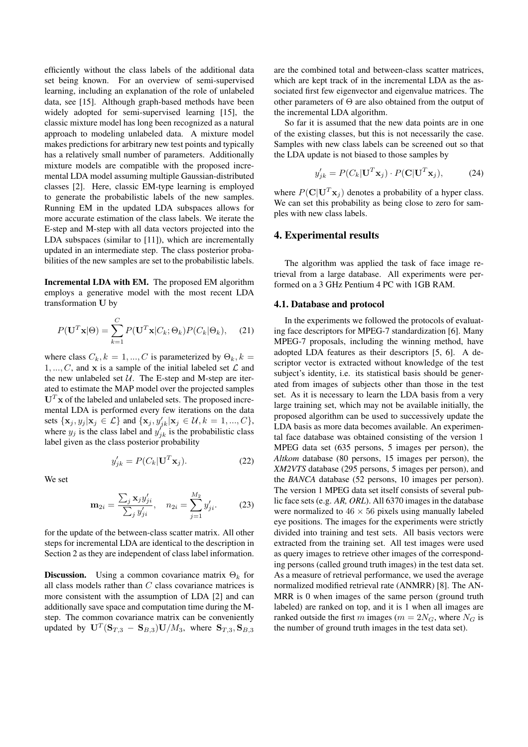efficiently without the class labels of the additional data set being known. For an overview of semi-supervised learning, including an explanation of the role of unlabeled data, see [15]. Although graph-based methods have been widely adopted for semi-supervised learning [15], the classic mixture model has long been recognized as a natural approach to modeling unlabeled data. A mixture model makes predictions for arbitrary new test points and typically has a relatively small number of parameters. Additionally mixture models are compatible with the proposed incremental LDA model assuming multiple Gaussian-distributed classes [2]. Here, classic EM-type learning is employed to generate the probabilistic labels of the new samples. Running EM in the updated LDA subspaces allows for more accurate estimation of the class labels. We iterate the E-step and M-step with all data vectors projected into the LDA subspaces (similar to [11]), which are incrementally updated in an intermediate step. The class posterior probabilities of the new samples are set to the probabilistic labels.

**Incremental LDA with EM.** The proposed EM algorithm employs a generative model with the most recent LDA transformation $\mathbf{U}$ by

$$P(\mathbf{U}^T\mathbf{x}|\Theta) = \sum_{k=1}^{C} P(\mathbf{U}^T\mathbf{x}|C_k;\Theta_k)P(C_k|\Theta_k), \quad (21)$$

where class $C_k, k = 1, ..., C$ is parameterized by $\Theta_k, k = 1, ..., C$, and $\mathbf{x}$ is a sample of the initial labeled set $\mathcal{L}$ and the new unlabeled set $\mathcal{U}$. The E-step and M-step are iterated to estimate the MAP model over the projected samples $\mathbf{U}^T\mathbf{x}$ of the labeled and unlabeled sets. The proposed incremental LDA is performed every few iterations on the data sets $\{\mathbf{x}_j, y_j|\mathbf{x}_j \in \mathcal{L}\}$ and $\{\mathbf{x}_j, y'_{jk}|\mathbf{x}_j \in \mathcal{U}, k = 1, ..., C\}$, where $y_j$ is the class label and $y'_{jk}$ is the probabilistic class label given as the class posterior probability

$$y'_{jk} = P(C_k|\mathbf{U}^T\mathbf{x}_j). \quad (22)$$

We set

$$\mathbf{m}_{2i} = \frac{\sum_j \mathbf{x}_j y'_{ji}}{\sum_j y'_{ji}}, \quad n_{2i} = \sum_{j=1}^{M_2} y'_{ji}. \quad (23)$$

for the update of the between-class scatter matrix. All other steps for incremental LDA are identical to the description in Section 2 as they are independent of class label information.

**Discussion.** Using a common covariance matrix $\Theta_k$ for all class models rather than $C$ class covariance matrices is more consistent with the assumption of LDA [2] and can additionally save space and computation time during the M-step. The common covariance matrix can be conveniently updated by $\mathbf{U}^T(\mathbf{S}_{T,3} - \mathbf{S}_{B,3})\mathbf{U}/M_3$, where $\mathbf{S}_{T,3}, \mathbf{S}_{B,3}$ are the combined total and between-class scatter matrices, which are kept track of in the incremental LDA as the associated first few eigenvector and eigenvalue matrices. The other parameters of $\Theta$ are also obtained from the output of the incremental LDA algorithm.

So far it is assumed that the new data points are in one of the existing classes, but this is not necessarily the case. Samples with new class labels can be screened out so that the LDA update is not biased to those samples by

$$y'_{jk} = P(C_k|\mathbf{U}^T\mathbf{x}_j) \cdot P(\mathbf{C}|\mathbf{U}^T\mathbf{x}_j), \quad (24)$$

where $P(\mathbf{C}|\mathbf{U}^T\mathbf{x}_j)$ denotes a probability of a hyper class. We can set this probability as being close to zero for samples with new class labels.

## 4. Experimental results

The algorithm was applied the task of face image retrieval from a large database. All experiments were performed on a 3 GHz Pentium 4 PC with 1GB RAM.

### 4.1. Database and protocol

In the experiments we followed the protocols of evaluating face descriptors for MPEG-7 standardization [6]. Many MPEG-7 proposals, including the winning method, have adopted LDA features as their descriptors [5, 6]. A descriptor vector is extracted without knowledge of the test subject's identity, i.e. its statistical basis should be generated from images of subjects other than those in the test set. As it is necessary to learn the LDA basis from a very large training set, which may not be available initially, the proposed algorithm can be used to successively update the LDA basis as more data becomes available. An experimental face database was obtained consisting of the version 1 MPEG data set (635 persons, 5 images per person), the *Altkom* database (80 persons, 15 images per person), the *XM2VTS* database (295 persons, 5 images per person), and the *BANCA* database (52 persons, 10 images per person). The version 1 MPEG data set itself consists of several public face sets (e.g. *AR*, *ORL*). All 6370 images in the database were normalized to $46 \times 56$ pixels using manually labeled eye positions. The images for the experiments were strictly divided into training and test sets. All basis vectors were extracted from the training set. All test images were used as query images to retrieve other images of the corresponding persons (called ground truth images) in the test data set. As a measure of retrieval performance, we used the average normalized modified retrieval rate (ANMRR) [8]. The ANMRR is 0 when images of the same person (ground truth labeled) are ranked on top, and it is 1 when all images are ranked outside the first $m$ images ($m = 2N_G$, where $N_G$ is the number of ground truth images in the test data set).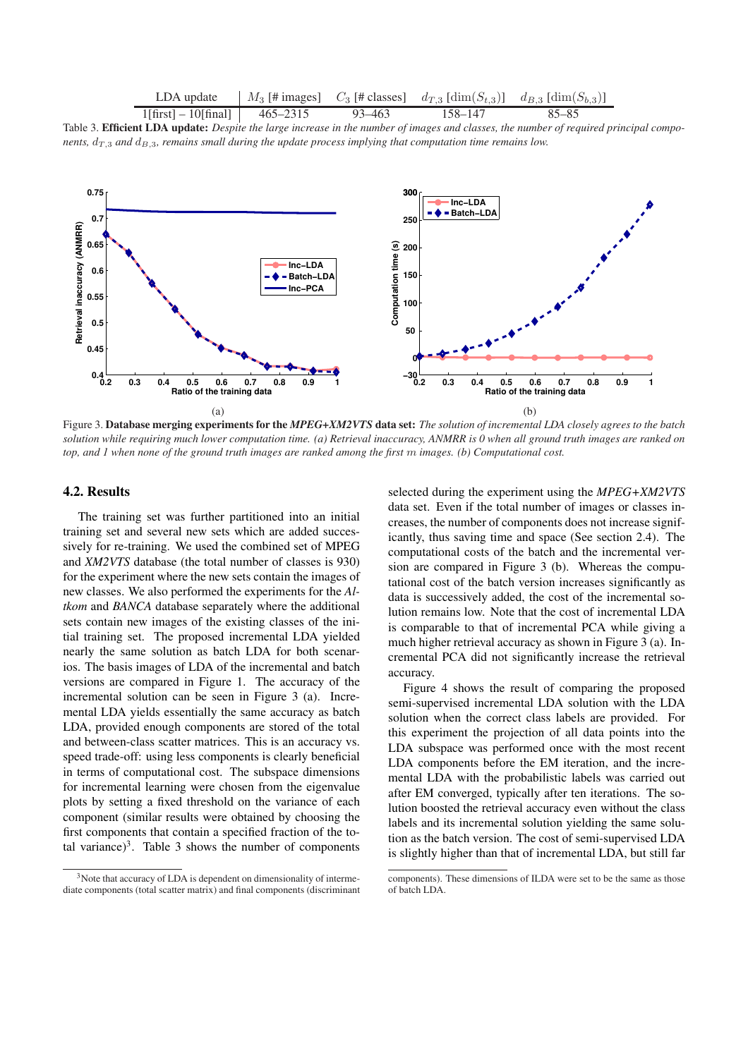| LDA update | $M_3$ [# images] | $C_3$ [# classes] | $d_{T,3}$ [$\dim(S_{t,3})$] | $d_{B,3}$ [$\dim(S_{b,3})$] |
|---|---|---|---|---|
| 1[first] – 10[final] | 465–2315 | 93–463 | 158–147 | 85–85 |

Table 3. **Efficient LDA update:** *Despite the large increase in the number of images and classes, the number of required principal components, $d_{T,3}$ and $d_{B,3}$, remains small during the update process implying that computation time remains low.*

(a)

(b)

Figure 3. **Database merging experiments for the *MPEG+XM2VTS* data set:** *The solution of incremental LDA closely agrees to the batch solution while requiring much lower computation time. (a) Retrieval inaccuracy, ANMRR is 0 when all ground truth images are ranked on top, and 1 when none of the ground truth images are ranked among the first $m$ images. (b) Computational cost.*

## 4.2. Results

The training set was further partitioned into an initial training set and several new sets which are added successively for re-training. We used the combined set of MPEG and *XM2VTS* database (the total number of classes is 930) for the experiment where the new sets contain the images of new classes. We also performed the experiments for the *Altkom* and *BANCA* database separately where the additional sets contain new images of the existing classes of the initial training set. The proposed incremental LDA yielded nearly the same solution as batch LDA for both scenarios. The basis images of LDA of the incremental and batch versions are compared in Figure 1. The accuracy of the incremental solution can be seen in Figure 3 (a). Incremental LDA yields essentially the same accuracy as batch LDA, provided enough components are stored of the total and between-class scatter matrices. This is an accuracy vs. speed trade-off: using less components is clearly beneficial in terms of computational cost. The subspace dimensions for incremental learning were chosen from the eigenvalue plots by setting a fixed threshold on the variance of each component (similar results were obtained by choosing the first components that contain a specified fraction of the total variance)[3]. Table 3 shows the number of components selected during the experiment using the *MPEG+XM2VTS* data set. Even if the total number of images or classes increases, the number of components does not increase significantly, thus saving time and space (See section 2.4). The computational costs of the batch and the incremental version are compared in Figure 3 (b). Whereas the computational cost of the batch version increases significantly as data is successively added, the cost of the incremental solution remains low. Note that the cost of incremental LDA is comparable to that of incremental PCA while giving a much higher retrieval accuracy as shown in Figure 3 (a). Incremental PCA did not significantly increase the retrieval accuracy.

Figure 4 shows the result of comparing the proposed semi-supervised incremental LDA solution with the LDA solution when the correct class labels are provided. For this experiment the projection of all data points into the LDA subspace was performed once with the most recent LDA components before the EM iteration, and the incremental LDA with the probabilistic labels was carried out after EM converged, typically after ten iterations. The solution boosted the retrieval accuracy even without the class labels and its incremental solution yielding the same solution as the batch version. The cost of semi-supervised LDA is slightly higher than that of incremental LDA, but still far

[3] Note that accuracy of LDA is dependent on dimensionality of intermediate components (total scatter matrix) and final components (discriminant components). These dimensions of ILDA were set to be the same as those of batch LDA.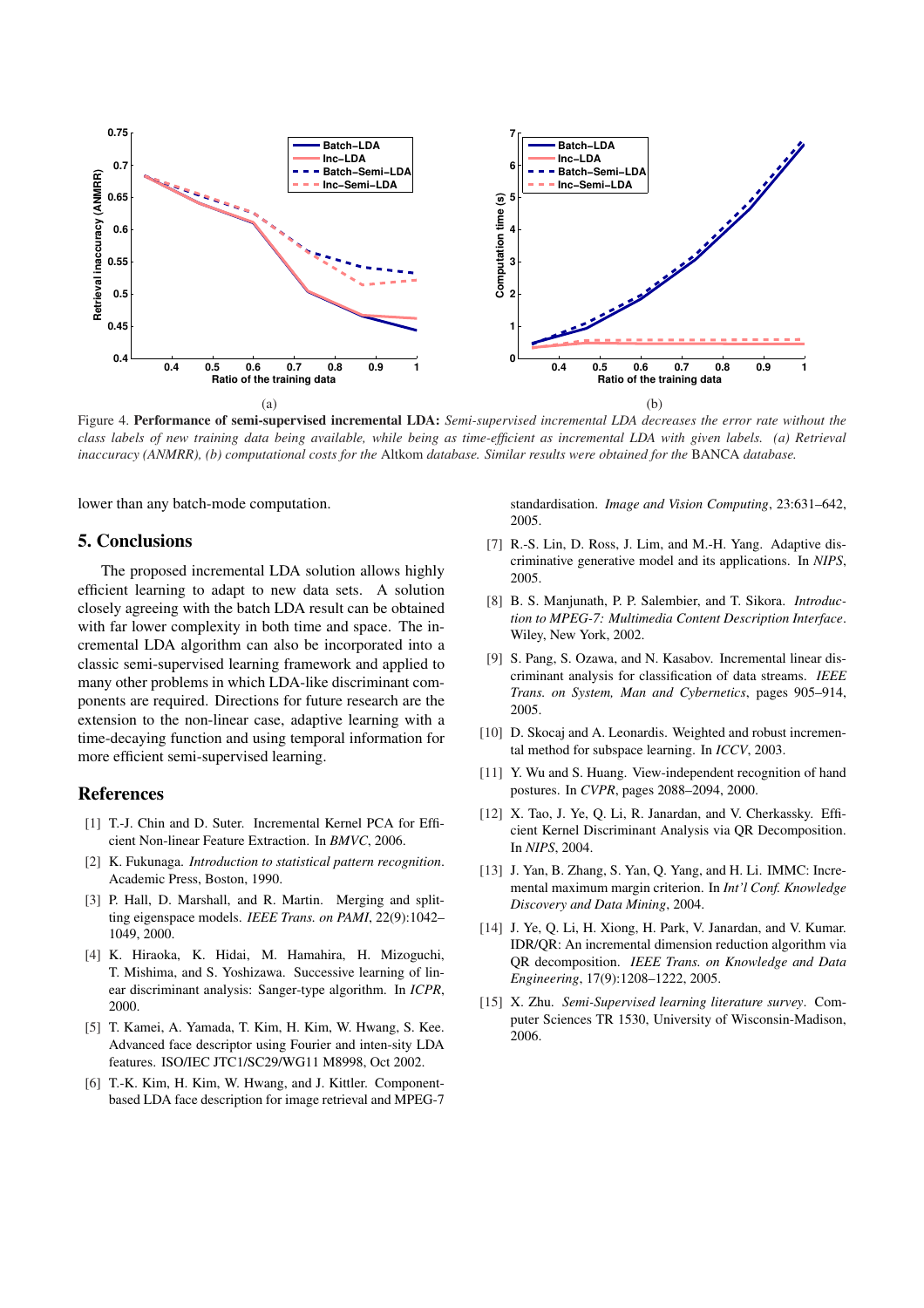0.75
0.7
0.65
0.6
0.55
0.5
0.45
0.4
Retrieval inaccuracy (ANMRR)
0.4 0.5 0.6 0.7 0.8 0.9 1
Ratio of the training data
Batch−LDA
Inc−LDA
Batch−Semi−LDA
Inc−Semi−LDA

(a)

7
6
5
4
3
2
1
0
Computation time (s)
0.4 0.5 0.6 0.7 0.8 0.9 1
Ratio of the training data
Batch−LDA
Inc−LDA
Batch−Semi−LDA
Inc−Semi−LDA

(b)

Figure 4. **Performance of semi-supervised incremental LDA:** *Semi-supervised incremental LDA decreases the error rate without the class labels of new training data being available, while being as time-efficient as incremental LDA with given labels. (a) Retrieval inaccuracy (ANMRR), (b) computational costs for the* Altkom *database. Similar results were obtained for the* BANCA *database.*

lower than any batch-mode computation.

## 5. Conclusions

The proposed incremental LDA solution allows highly efficient learning to adapt to new data sets. A solution closely agreeing with the batch LDA result can be obtained with far lower complexity in both time and space. The incremental LDA algorithm can also be incorporated into a classic semi-supervised learning framework and applied to many other problems in which LDA-like discriminant components are required. Directions for future research are the extension to the non-linear case, adaptive learning with a time-decaying function and using temporal information for more efficient semi-supervised learning.

## References

[1] T.-J. Chin and D. Suter. Incremental Kernel PCA for Efficient Non-linear Feature Extraction. In *BMVC*, 2006.

[2] K. Fukunaga. *Introduction to statistical pattern recognition*. Academic Press, Boston, 1990.

[3] P. Hall, D. Marshall, and R. Martin. Merging and splitting eigenspace models. *IEEE Trans. on PAMI*, 22(9):1042–1049, 2000.

[4] K. Hiraoka, K. Hidai, M. Hamahira, H. Mizoguchi, T. Mishima, and S. Yoshizawa. Successive learning of linear discriminant analysis: Sanger-type algorithm. In *ICPR*, 2000.

[5] T. Kamei, A. Yamada, T. Kim, H. Kim, W. Hwang, S. Kee. Advanced face descriptor using Fourier and inten-sity LDA features. ISO/IEC JTC1/SC29/WG11 M8998, Oct 2002.

[6] T.-K. Kim, H. Kim, W. Hwang, and J. Kittler. Component-based LDA face description for image retrieval and MPEG-7 standardisation. *Image and Vision Computing*, 23:631–642, 2005.

[7] R.-S. Lin, D. Ross, J. Lim, and M.-H. Yang. Adaptive discriminative generative model and its applications. In *NIPS*, 2005.

[8] B. S. Manjunath, P. P. Salembier, and T. Sikora. *Introduction to MPEG-7: Multimedia Content Description Interface*. Wiley, New York, 2002.

[9] S. Pang, S. Ozawa, and N. Kasabov. Incremental linear discriminant analysis for classification of data streams. *IEEE Trans. on System, Man and Cybernetics*, pages 905–914, 2005.

[10] D. Skocaj and A. Leonardis. Weighted and robust incremental method for subspace learning. In *ICCV*, 2003.

[11] Y. Wu and S. Huang. View-independent recognition of hand postures. In *CVPR*, pages 2088–2094, 2000.

[12] X. Tao, J. Ye, Q. Li, R. Janardan, and V. Cherkassky. Efficient Kernel Discriminant Analysis via QR Decomposition. In *NIPS*, 2004.

[13] J. Yan, B. Zhang, S. Yan, Q. Yang, and H. Li. IMMC: Incremental maximum margin criterion. In *Int'l Conf. Knowledge Discovery and Data Mining*, 2004.

[14] J. Ye, Q. Li, H. Xiong, H. Park, V. Janardan, and V. Kumar. IDR/QR: An incremental dimension reduction algorithm via QR decomposition. *IEEE Trans. on Knowledge and Data Engineering*, 17(9):1208–1222, 2005.

[15] X. Zhu. *Semi-Supervised learning literature survey*. Computer Sciences TR 1530, University of Wisconsin-Madison, 2006.